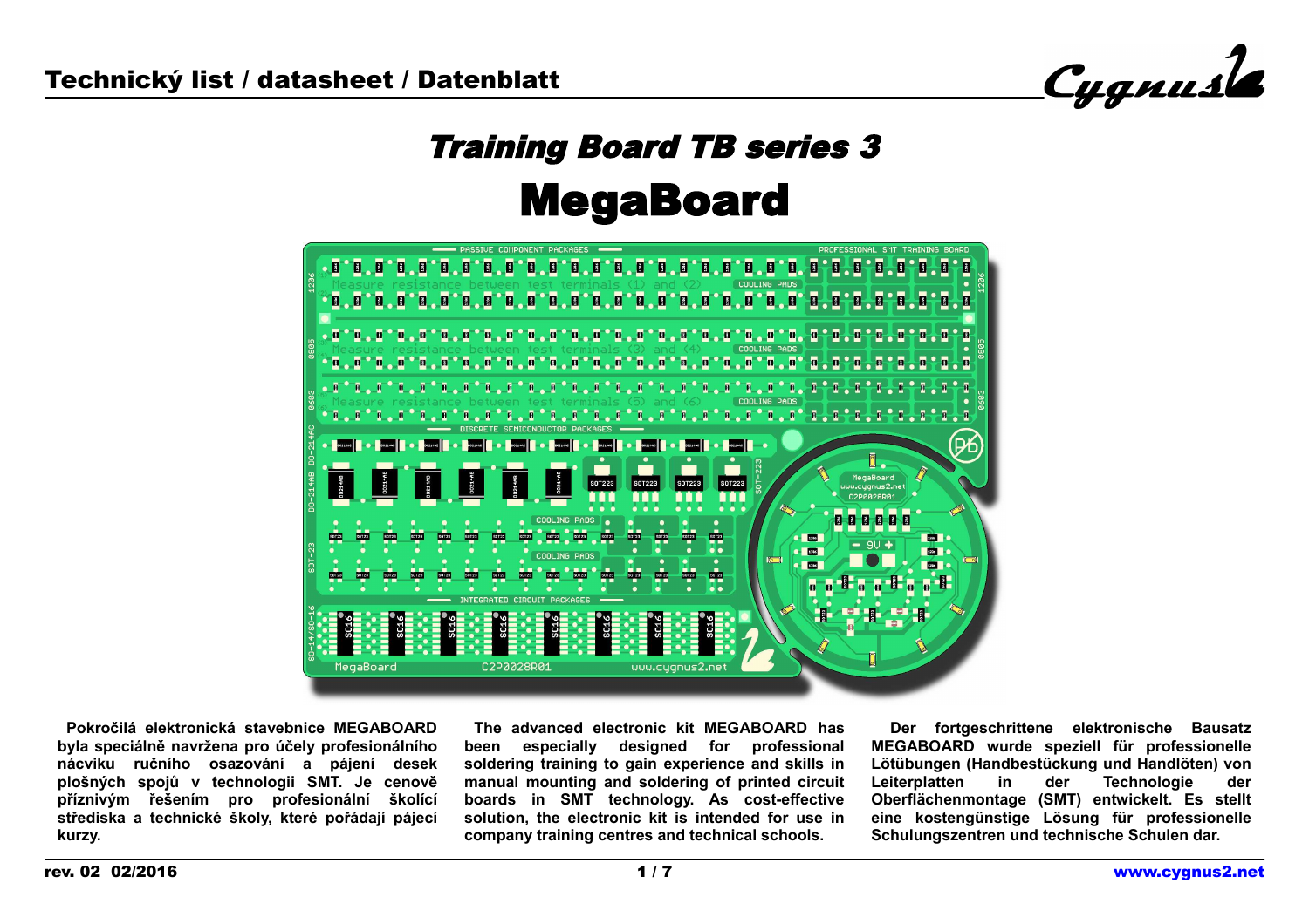Technický list / datasheet / Datenblatt

# *Training Board TB series 3*

# MegaBoard

**Pokročilá elektronická stavebnice MEGABOARD byla speciálně navržena pro účely profesionálního nácviku ručního osazování a pájení desek plošných spojů v technologii SMT. Je cenově příznivým řešením pro profesionální školící střediska a technické školy, které pořádají pájecí kurzy.**

**The advanced electronic kit MEGABOARD has been especially designed for professional soldering training to gain experience and skills in manual mounting and soldering of printed circuit boards in SMT technology. As cost-effective solution, the electronic kit is intended for use in company training centres and technical schools.**

**Der fortgeschrittene elektronische Bausatz MEGABOARD wurde speziell für professionelle Lötübungen (Handbestückung und Handlöten) von Leiterplatten in der Technologie der Oberflächenmontage (SMT) entwickelt. Es stellt eine kostengünstige Lösung für professionelle Schulungszentren und technische Schulen dar.**

rev. 02 02/2016

www.cygnus2.net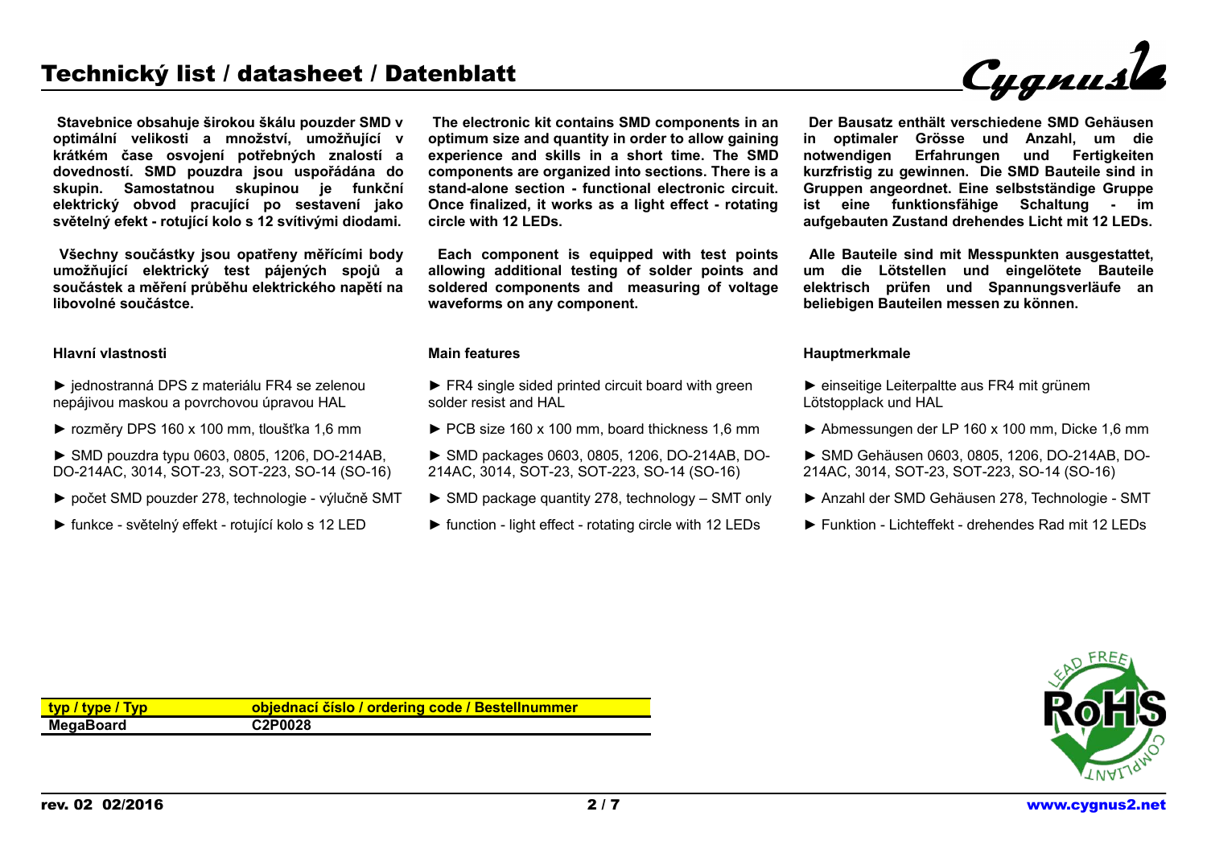# Technický list / datasheet / Datenblatt

**Stavebnice obsahuje širokou škálu pouzder SMD v optimální velikosti a množství, umožňující v krátkém čase osvojení potřebných znalostí a dovedností. SMD pouzdra jsou uspořádána do skupin. Samostatnou skupinou je funkční elektrický obvod pracující po sestavení jako světelný efekt - rotující kolo s 12 svítivými diodami.**

**Všechny součástky jsou opatřeny měřícími body umožňující elektrický test pájených spojů a součástek a měření průběhu elektrického napětí na libovolné součástce.**

**Hlavní vlastnosti**

► jednostranná DPS z materiálu FR4 se zelenou nepájivou maskou a povrchovou úpravou HAL

► rozměry DPS 160 x 100 mm, tloušťka 1,6 mm

► SMD pouzdra typu 0603, 0805, 1206, DO-214AB, DO-214AC, 3014, SOT-23, SOT-223, SO-14 (SO-16)

► počet SMD pouzder 278, technologie - výlučně SMT

► funkce - světelný efekt - rotující kolo s 12 LED

**The electronic kit contains SMD components in an optimum size and quantity in order to allow gaining experience and skills in a short time. The SMD components are organized into sections. There is a stand-alone section - functional electronic circuit. Once finalized, it works as a light effect - rotating circle with 12 LEDs.**

**Each component is equipped with test points allowing additional testing of solder points and soldered components and measuring of voltage waveforms on any component.**

**Main features**

► FR4 single sided printed circuit board with green solder resist and HAL

► PCB size 160 x 100 mm, board thickness 1,6 mm

► SMD packages 0603, 0805, 1206, DO-214AB, DO-214AC, 3014, SOT-23, SOT-223, SO-14 (SO-16)

► SMD package quantity 278, technology – SMT only

► function - light effect - rotating circle with 12 LEDs

**Der Bausatz enthält verschiedene SMD Gehäusen in optimaler Grösse und Anzahl, um die notwendigen Erfahrungen und Fertigkeiten kurzfristig zu gewinnen. Die SMD Bauteile sind in Gruppen angeordnet. Eine selbstständige Gruppe ist eine funktionsfähige Schaltung - im aufgebauten Zustand drehendes Licht mit 12 LEDs.**

**Alle Bauteile sind mit Messpunkten ausgestattet, um die Lötstellen und eingelötete Bauteile elektrisch prüfen und Spannungsverläufe an beliebigen Bauteilen messen zu können.**

**Hauptmerkmale**

► einseitige Leiterpaltte aus FR4 mit grünem Lötstopplack und HAL

► Abmessungen der LP 160 x 100 mm, Dicke 1,6 mm

► SMD Gehäusen 0603, 0805, 1206, DO-214AB, DO-214AC, 3014, SOT-23, SOT-223, SO-14 (SO-16)

► Anzahl der SMD Gehäusen 278, Technologie - SMT

► Funktion - Lichteffekt - drehendes Rad mit 12 LEDs

| typ / type / Typ | objednací číslo / ordering code / Bestellnummer |
|---|---|
| **MegaBoard** | **C2P0028** |

rev. 02 02/2016

www.cygnus2.net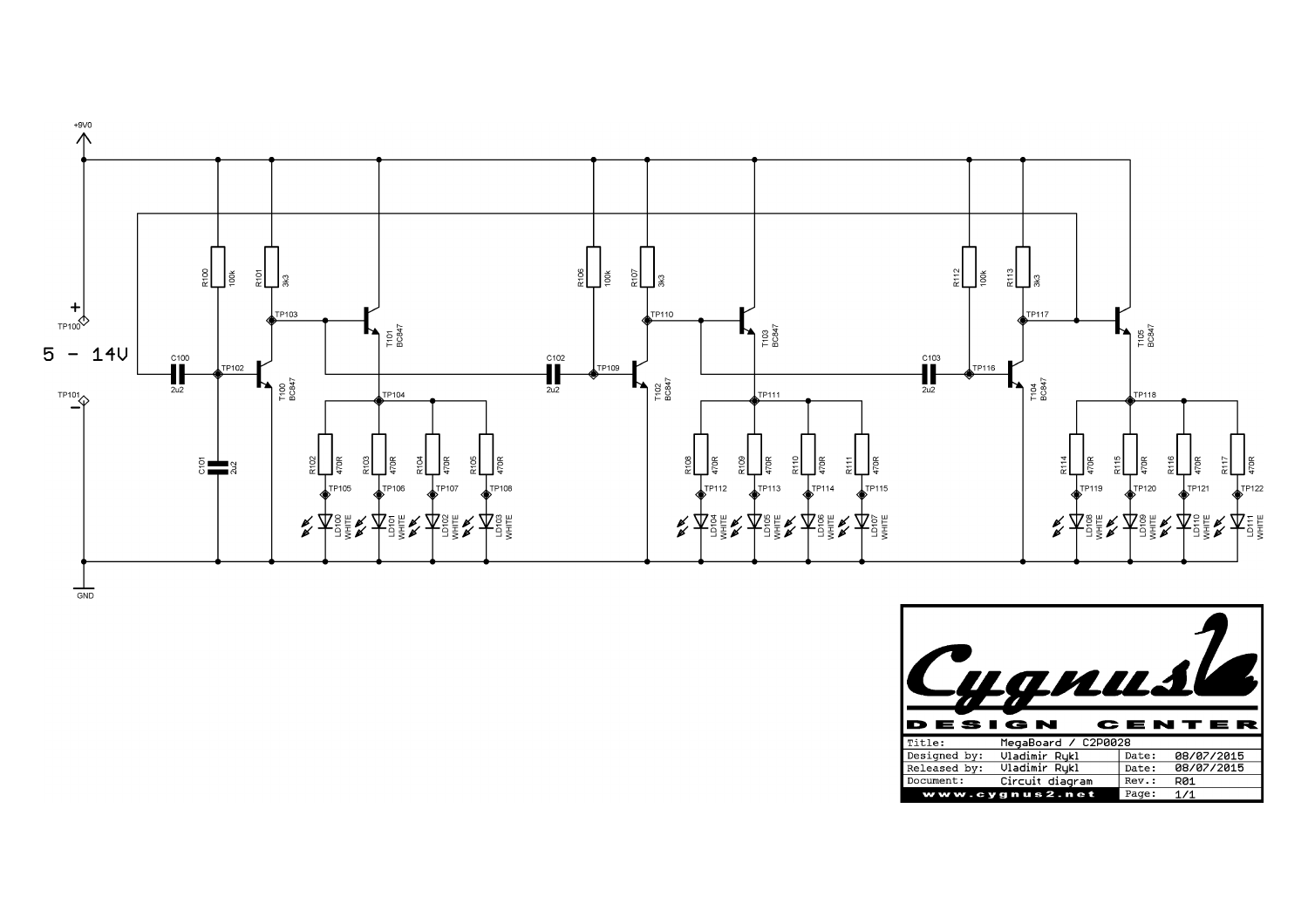+9V0

TP100 +

5 - 14V

TP101 -

GND

R100 100k | R101 3k3 | TP103 | T101 BC847 | TP102 | T100 BC847 | C100 2u2 | C101 2u2 | TP104

R102 470R | R103 470R | R104 470R | R105 470R

TP105 | TP106 | TP107 | TP108

LD100 WHITE | LD101 WHITE | LD102 WHITE | LD103 WHITE

R106 100k | R107 3k3 | TP110 | T103 BC847 | TP109 | T102 BC847 | C102 2u2 | TP111

R108 470R | R109 470R | R110 470R | R111 470R

TP112 | TP113 | TP114 | TP115

LD104 WHITE | LD105 WHITE | LD106 WHITE | LD107 WHITE

R112 100k | R113 3k3 | TP117 | T105 BC847 | TP116 | T104 BC847 | C103 2u2 | TP118

R114 470R | R115 470R | R116 470R | R117 470R

TP119 | TP120 | TP121 | TP122

LD108 WHITE | LD109 WHITE | LD110 WHITE | LD111 WHITE

**Cygnus DESIGN CENTER**

| | | | |
|---|---|---|---|
| Title: | MegaBoard / C2P0028 | | |
| Designed by: | Vladimir Rykl | Date: | 08/07/2015 |
| Released by: | Vladimir Rykl | Date: | 08/07/2015 |
| Document: | Circuit diagram | Rev.: | R01 |
| www.cygnus2.net | | Page: | 1/1 |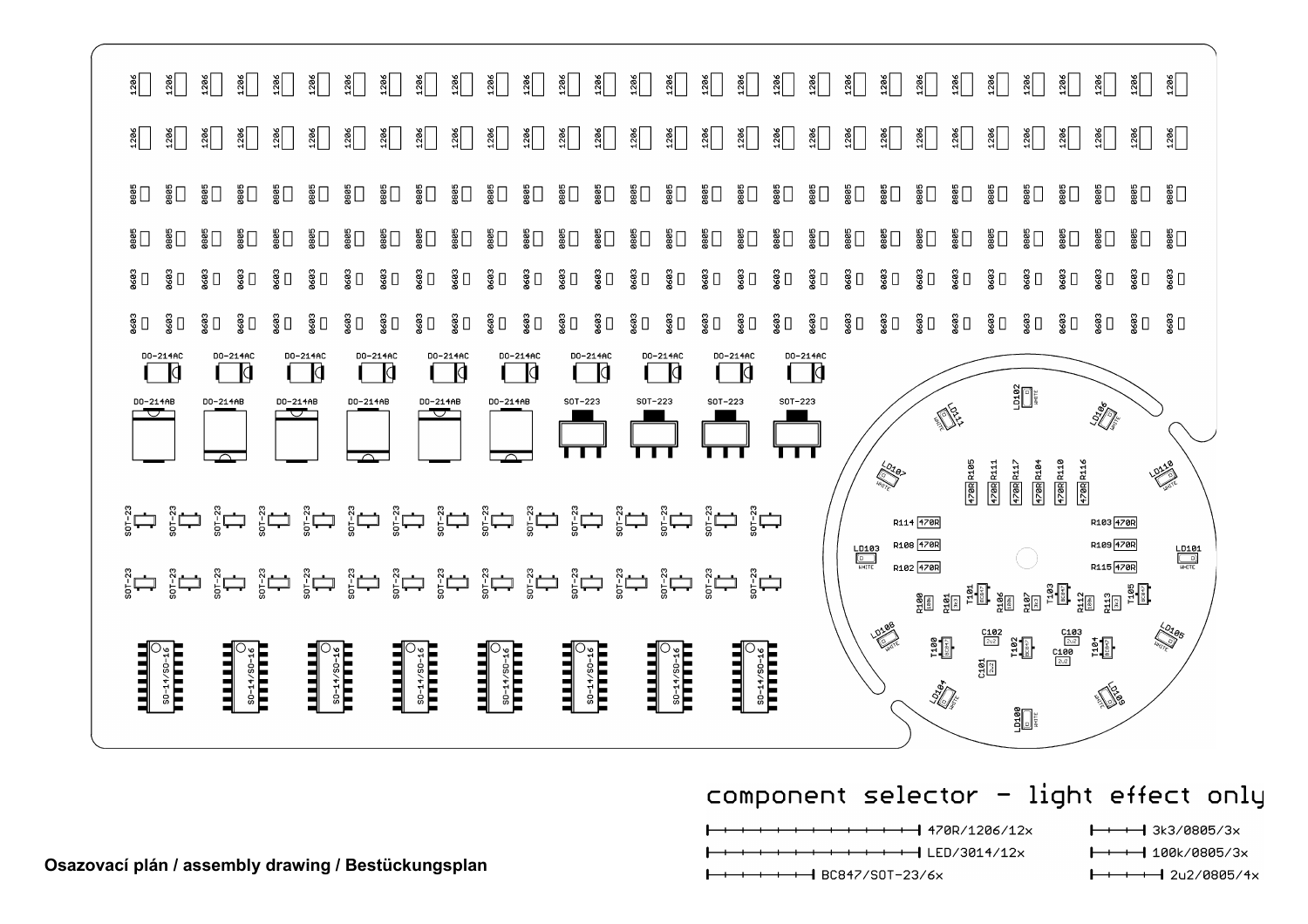component selector – light effect only

- 470R/1206/12x
- LED/3014/12x
- BC847/SOT-23/6x
- 3k3/0805/3x
- 100k/0805/3x
- 2u2/0805/4x

**Osazovací plán / assembly drawing / Bestückungsplan**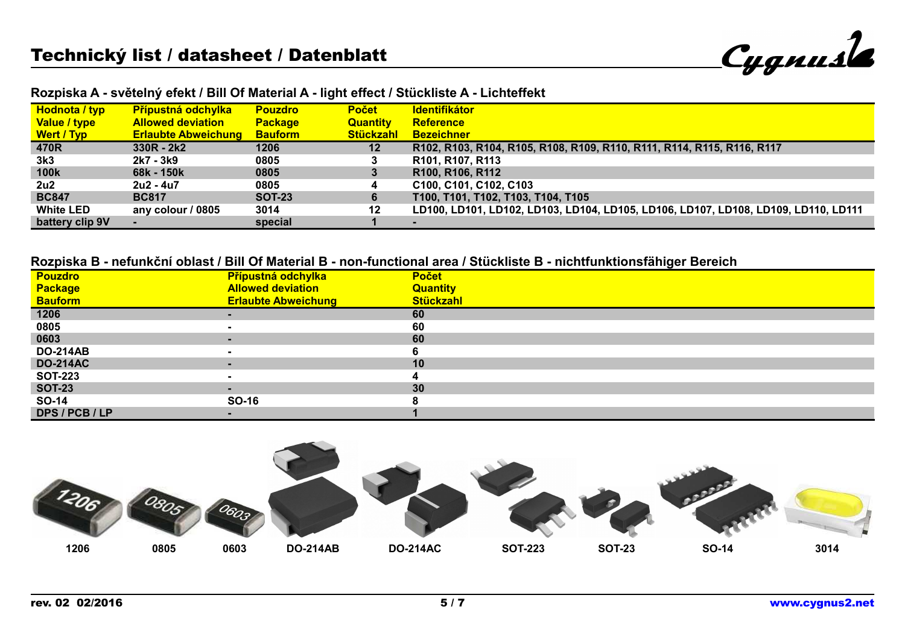# Technický list / datasheet / Datenblatt

## Rozpiska A - světelný efekt / Bill Of Material A - light effect / Stückliste A - Lichteffekt

| Hodnota / typ<br>Value / type<br>Wert / Typ | Přípustná odchylka<br>Allowed deviation<br>Erlaubte Abweichung | Pouzdro<br>Package<br>Bauform | Počet<br>Quantity<br>Stückzahl | Identifikátor<br>Reference<br>Bezeichner |
|---|---|---|---|---|
| 470R | 330R - 2k2 | 1206 | 12 | R102, R103, R104, R105, R108, R109, R110, R111, R114, R115, R116, R117 |
| 3k3 | 2k7 - 3k9 | 0805 | 3 | R101, R107, R113 |
| 100k | 68k - 150k | 0805 | 3 | R100, R106, R112 |
| 2u2 | 2u2 - 4u7 | 0805 | 4 | C100, C101, C102, C103 |
| BC847 | BC817 | SOT-23 | 6 | T100, T101, T102, T103, T104, T105 |
| White LED | any colour / 0805 | 3014 | 12 | LD100, LD101, LD102, LD103, LD104, LD105, LD106, LD107, LD108, LD109, LD110, LD111 |
| battery clip 9V | - | special | 1 | - |

## Rozpiska B - nefunkční oblast / Bill Of Material B - non-functional area / Stückliste B - nichtfunktionsfähiger Bereich

| Pouzdro<br>Package<br>Bauform | Přípustná odchylka<br>Allowed deviation<br>Erlaubte Abweichung | Počet<br>Quantity<br>Stückzahl |
|---|---|---|
| 1206 | - | 60 |
| 0805 | - | 60 |
| 0603 | - | 60 |
| DO-214AB | - | 6 |
| DO-214AC | - | 10 |
| SOT-223 | - | 4 |
| SOT-23 | - | 30 |
| SO-14 | SO-16 | 8 |
| DPS / PCB / LP | - | 1 |

1206 0805 0603 DO-214AB DO-214AC SOT-223 SOT-23 SO-14 3014

rev. 02 02/2016 www.cygnus2.net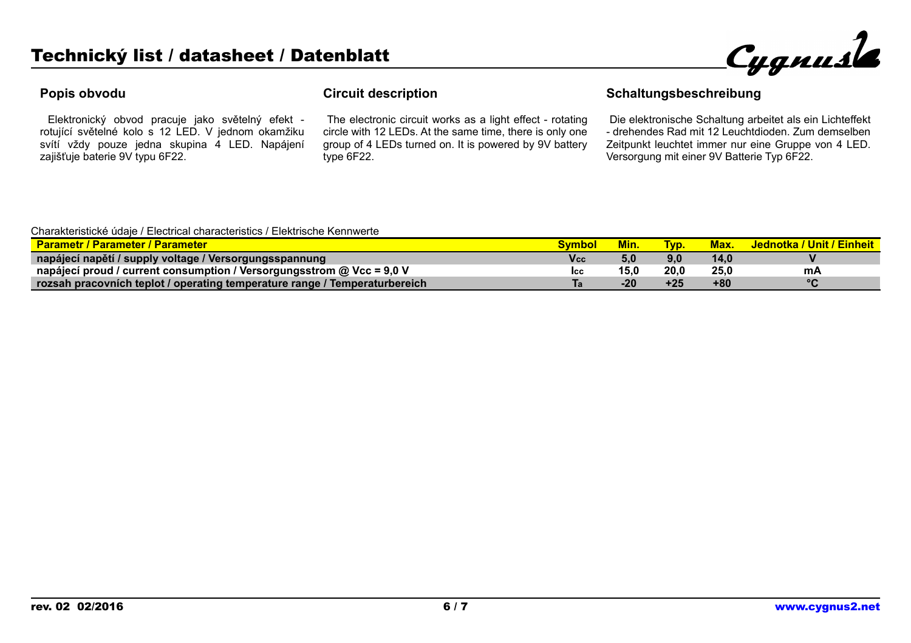# Technický list / datasheet / Datenblatt

### Popis obvodu

Elektronický obvod pracuje jako světelný efekt - rotující světelné kolo s 12 LED. V jednom okamžiku svítí vždy pouze jedna skupina 4 LED. Napájení zajišťuje baterie 9V typu 6F22.

### Circuit description

The electronic circuit works as a light effect - rotating circle with 12 LEDs. At the same time, there is only one group of 4 LEDs turned on. It is powered by 9V battery type 6F22.

### Schaltungsbeschreibung

Die elektronische Schaltung arbeitet als ein Lichteffekt - drehendes Rad mit 12 Leuchtdioden. Zum demselben Zeitpunkt leuchtet immer nur eine Gruppe von 4 LED. Versorgung mit einer 9V Batterie Typ 6F22.

Charakteristické údaje / Electrical characteristics / Elektrische Kennwerte

| Parametr / Parameter / Parameter | Symbol | Min. | Typ. | Max. | Jednotka / Unit / Einheit |
|---|---|---|---|---|---|
| napájecí napětí / supply voltage / Versorgungsspannung | $V_{cc}$ | 5,0 | 9,0 | 14,0 | V |
| napájecí proud / current consumption / Versorgungsstrom @ Vcc = 9,0 V | $I_{cc}$ | 15,0 | 20,0 | 25,0 | mA |
| rozsah pracovních teplot / operating temperature range / Temperaturbereich | $T_a$ | -20 | +25 | +80 | °C |

rev. 02 02/2016

www.cygnus2.net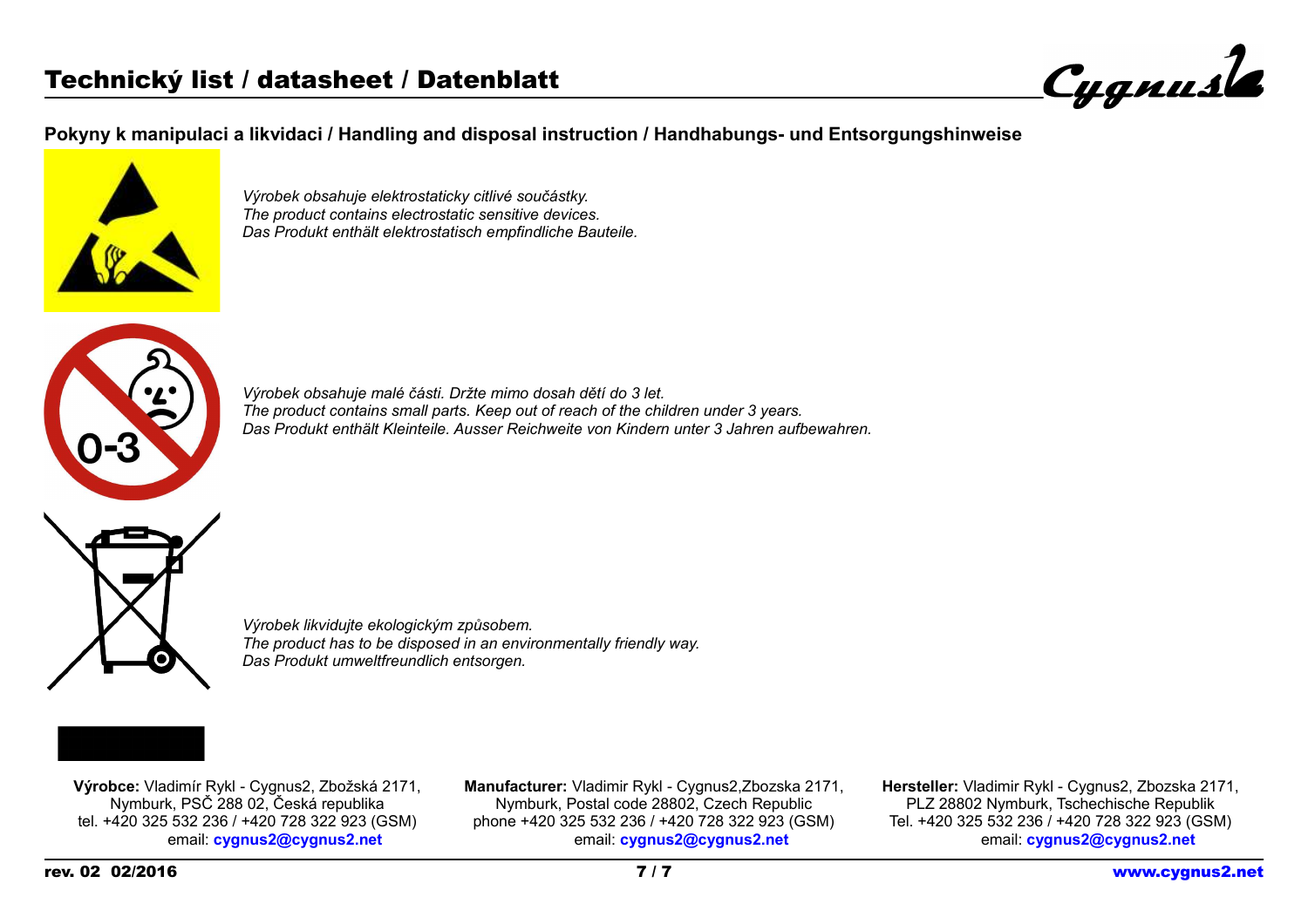# Technický list / datasheet / Datenblatt

## Pokyny k manipulaci a likvidaci / Handling and disposal instruction / Handhabungs- und Entsorgungshinweise

*Výrobek obsahuje elektrostaticky citlivé součástky.*
*The product contains electrostatic sensitive devices.*
*Das Produkt enthält elektrostatisch empfindliche Bauteile.*

*Výrobek obsahuje malé části. Držte mimo dosah dětí do 3 let.*
*The product contains small parts. Keep out of reach of the children under 3 years.*
*Das Produkt enthält Kleinteile. Ausser Reichweite von Kindern unter 3 Jahren aufbewahren.*

*Výrobek likvidujte ekologickým způsobem.*
*The product has to be disposed in an environmentally friendly way.*
*Das Produkt umweltfreundlich entsorgen.*

**Výrobce:** Vladimír Rykl - Cygnus2, Zbožská 2171, Nymburk, PSČ 288 02, Česká republika
tel. +420 325 532 236 / +420 728 322 923 (GSM)
email: **cygnus2@cygnus2.net**

**Manufacturer:** Vladimir Rykl - Cygnus2,Zbozska 2171, Nymburk, Postal code 28802, Czech Republic
phone +420 325 532 236 / +420 728 322 923 (GSM)
email: **cygnus2@cygnus2.net**

**Hersteller:** Vladimir Rykl - Cygnus2, Zbozska 2171, PLZ 28802 Nymburk, Tschechische Republik
Tel. +420 325 532 236 / +420 728 322 923 (GSM)
email: **cygnus2@cygnus2.net**

**rev. 02 02/2016**

**www.cygnus2.net**